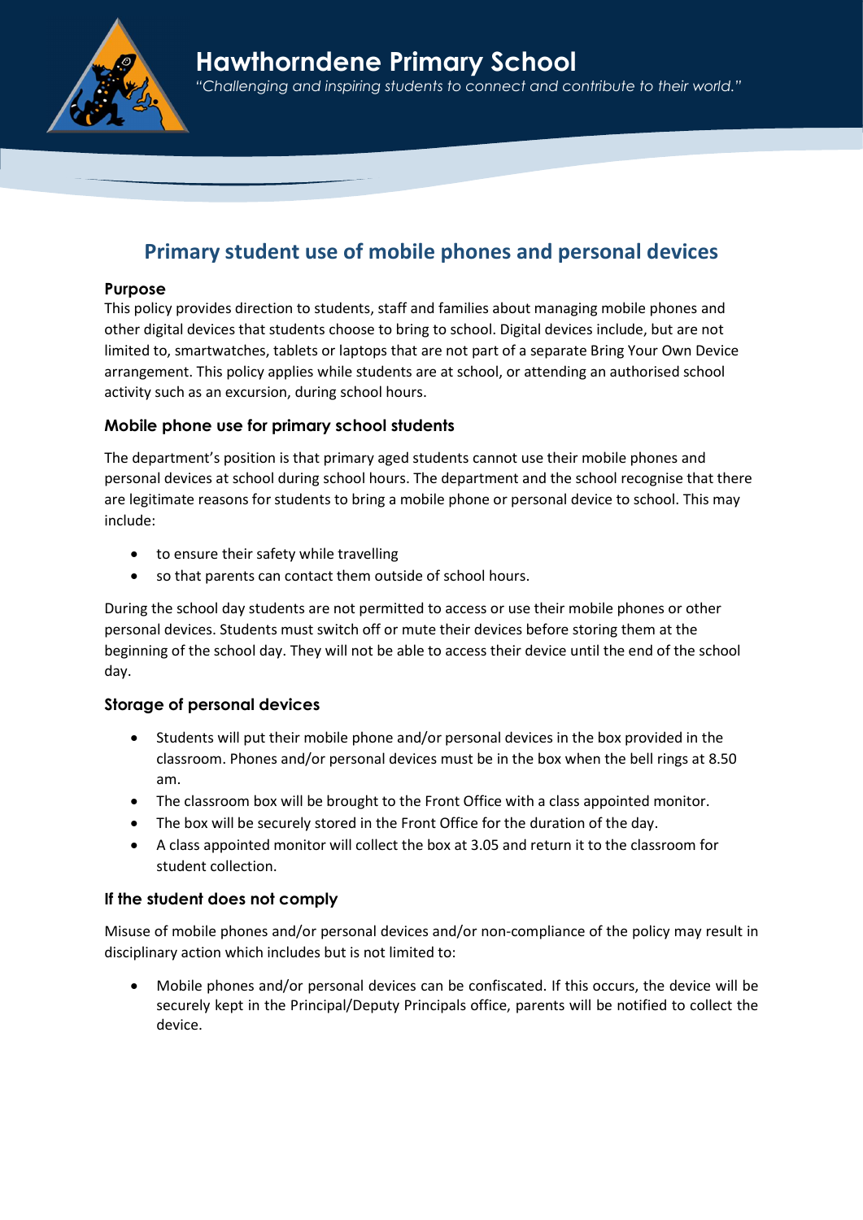# Hawthorndene Primary School

*"Challenging and inspiring students to connect and contribute to their world."*

## Primary student use of mobile phones and personal devices

### Purpose

This policy provides direction to students, staff and families about managing mobile phones and other digital devices that students choose to bring to school. Digital devices include, but are not limited to, smartwatches, tablets or laptops that are not part of a separate Bring Your Own Device arrangement. This policy applies while students are at school, or attending an authorised school activity such as an excursion, during school hours.

### Mobile phone use for primary school students

The department's position is that primary aged students cannot use their mobile phones and personal devices at school during school hours. The department and the school recognise that there are legitimate reasons for students to bring a mobile phone or personal device to school. This may include:

- to ensure their safety while travelling
- so that parents can contact them outside of school hours.

During the school day students are not permitted to access or use their mobile phones or other personal devices. Students must switch off or mute their devices before storing them at the beginning of the school day. They will not be able to access their device until the end of the school day.

### Storage of personal devices

- Students will put their mobile phone and/or personal devices in the box provided in the classroom. Phones and/or personal devices must be in the box when the bell rings at 8.50 am.
- The classroom box will be brought to the Front Office with a class appointed monitor.
- The box will be securely stored in the Front Office for the duration of the day.
- A class appointed monitor will collect the box at 3.05 and return it to the classroom for student collection.

### If the student does not comply

Misuse of mobile phones and/or personal devices and/or non-compliance of the policy may result in disciplinary action which includes but is not limited to:

- Mobile phones and/or personal devices can be confiscated. If this occurs, the device will be securely kept in the Principal/Deputy Principals office, parents will be notified to collect the device.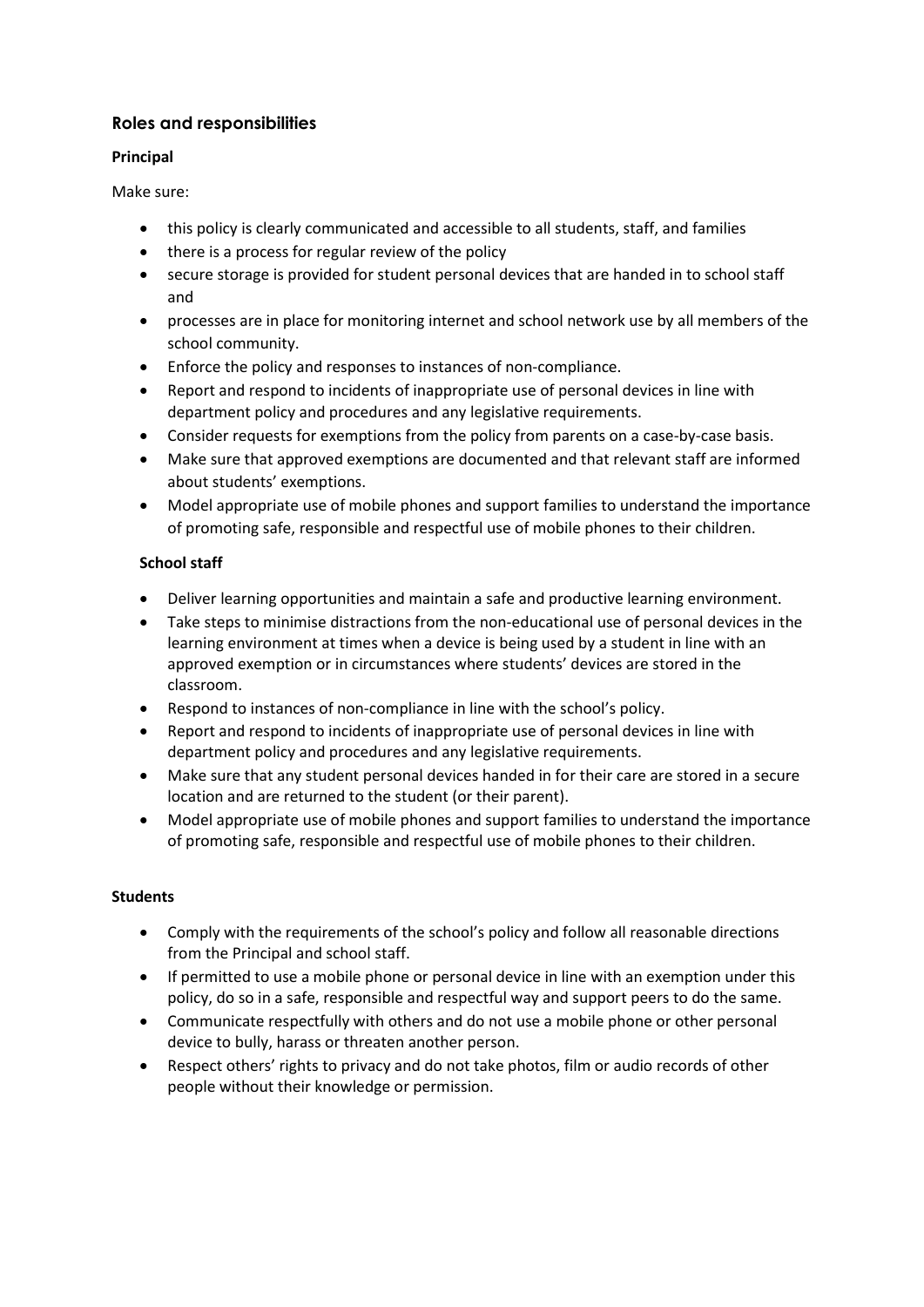## Roles and responsibilities

**Principal**

Make sure:

- this policy is clearly communicated and accessible to all students, staff, and families
- there is a process for regular review of the policy
- secure storage is provided for student personal devices that are handed in to school staff and
- processes are in place for monitoring internet and school network use by all members of the school community.
- Enforce the policy and responses to instances of non-compliance.
- Report and respond to incidents of inappropriate use of personal devices in line with department policy and procedures and any legislative requirements.
- Consider requests for exemptions from the policy from parents on a case-by-case basis.
- Make sure that approved exemptions are documented and that relevant staff are informed about students' exemptions.
- Model appropriate use of mobile phones and support families to understand the importance of promoting safe, responsible and respectful use of mobile phones to their children.

**School staff**

- Deliver learning opportunities and maintain a safe and productive learning environment.
- Take steps to minimise distractions from the non-educational use of personal devices in the learning environment at times when a device is being used by a student in line with an approved exemption or in circumstances where students' devices are stored in the classroom.
- Respond to instances of non-compliance in line with the school's policy.
- Report and respond to incidents of inappropriate use of personal devices in line with department policy and procedures and any legislative requirements.
- Make sure that any student personal devices handed in for their care are stored in a secure location and are returned to the student (or their parent).
- Model appropriate use of mobile phones and support families to understand the importance of promoting safe, responsible and respectful use of mobile phones to their children.

**Students**

- Comply with the requirements of the school's policy and follow all reasonable directions from the Principal and school staff.
- If permitted to use a mobile phone or personal device in line with an exemption under this policy, do so in a safe, responsible and respectful way and support peers to do the same.
- Communicate respectfully with others and do not use a mobile phone or other personal device to bully, harass or threaten another person.
- Respect others' rights to privacy and do not take photos, film or audio records of other people without their knowledge or permission.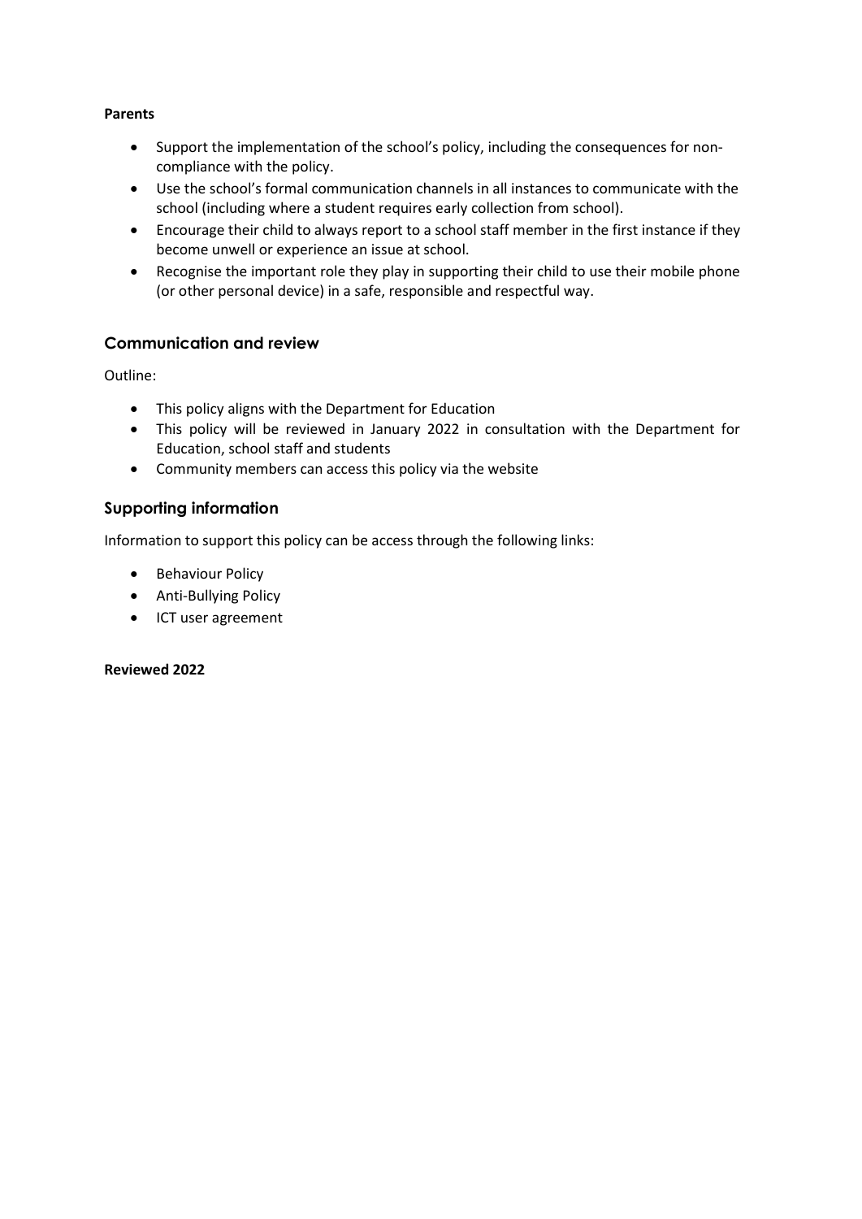**Parents**

- Support the implementation of the school's policy, including the consequences for non-compliance with the policy.
- Use the school's formal communication channels in all instances to communicate with the school (including where a student requires early collection from school).
- Encourage their child to always report to a school staff member in the first instance if they become unwell or experience an issue at school.
- Recognise the important role they play in supporting their child to use their mobile phone (or other personal device) in a safe, responsible and respectful way.

## Communication and review

Outline:

- This policy aligns with the Department for Education
- This policy will be reviewed in January 2022 in consultation with the Department for Education, school staff and students
- Community members can access this policy via the website

## Supporting information

Information to support this policy can be access through the following links:

- Behaviour Policy
- Anti-Bullying Policy
- ICT user agreement

**Reviewed 2022**